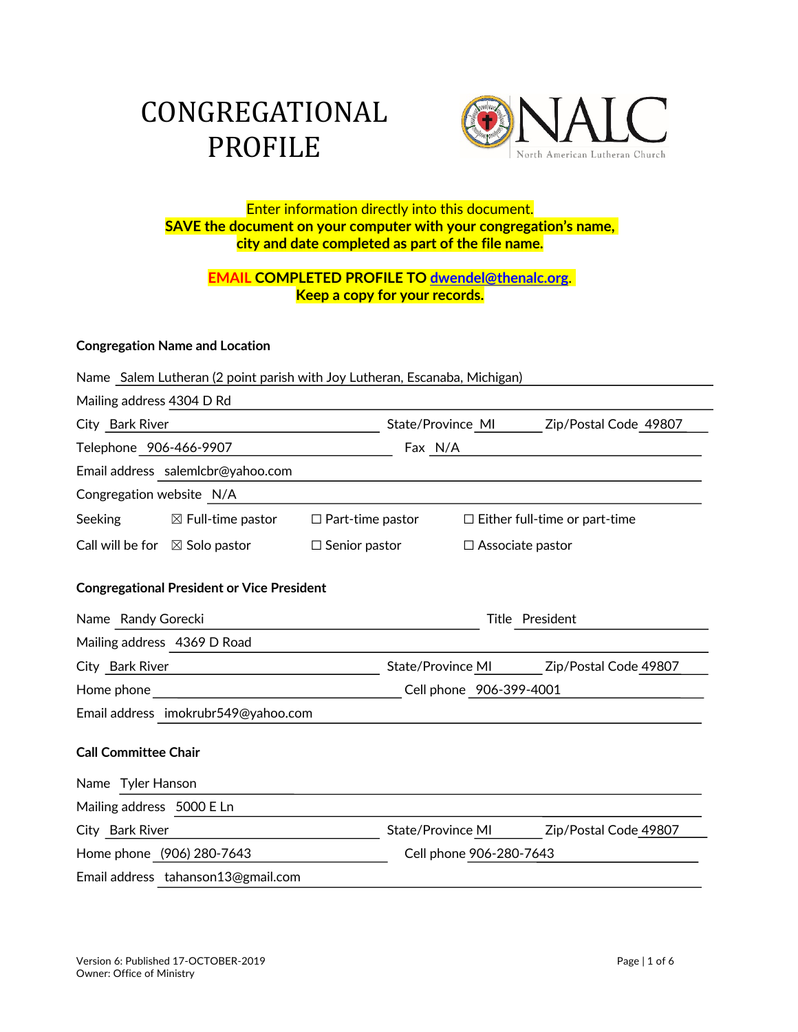# CONGREGATIONAL PROFILE

NALC North American Lutheran Church

**Enter information directly into this document.**
**SAVE the document on your computer with your congregation's name, city and date completed as part of the file name.**

**EMAIL COMPLETED PROFILE TO dwendel@thenalc.org.**
**Keep a copy for your records.**

### Congregation Name and Location

Name: Salem Lutheran (2 point parish with Joy Lutheran, Escanaba, Michigan)

Mailing address: 4304 D Rd

City: Bark River  State/Province: MI  Zip/Postal Code: 49807

Telephone: 906-466-9907  Fax: N/A

Email address: salemlcbr@yahoo.com

Congregation website: N/A

Seeking: ☒ Full-time pastor ☐ Part-time pastor ☐ Either full-time or part-time

Call will be for: ☒ Solo pastor ☐ Senior pastor ☐ Associate pastor

### Congregational President or Vice President

Name: Randy Gorecki  Title: President

Mailing address: 4369 D Road

City: Bark River  State/Province: MI  Zip/Postal Code: 49807

Home phone:  Cell phone: 906-399-4001

Email address: imokrubr549@yahoo.com

### Call Committee Chair

Name: Tyler Hanson

Mailing address: 5000 E Ln

City: Bark River  State/Province: MI  Zip/Postal Code: 49807

Home phone: (906) 280-7643  Cell phone: 906-280-7643

Email address: tahanson13@gmail.com

Version 6: Published 17-OCTOBER-2019
Owner: Office of Ministry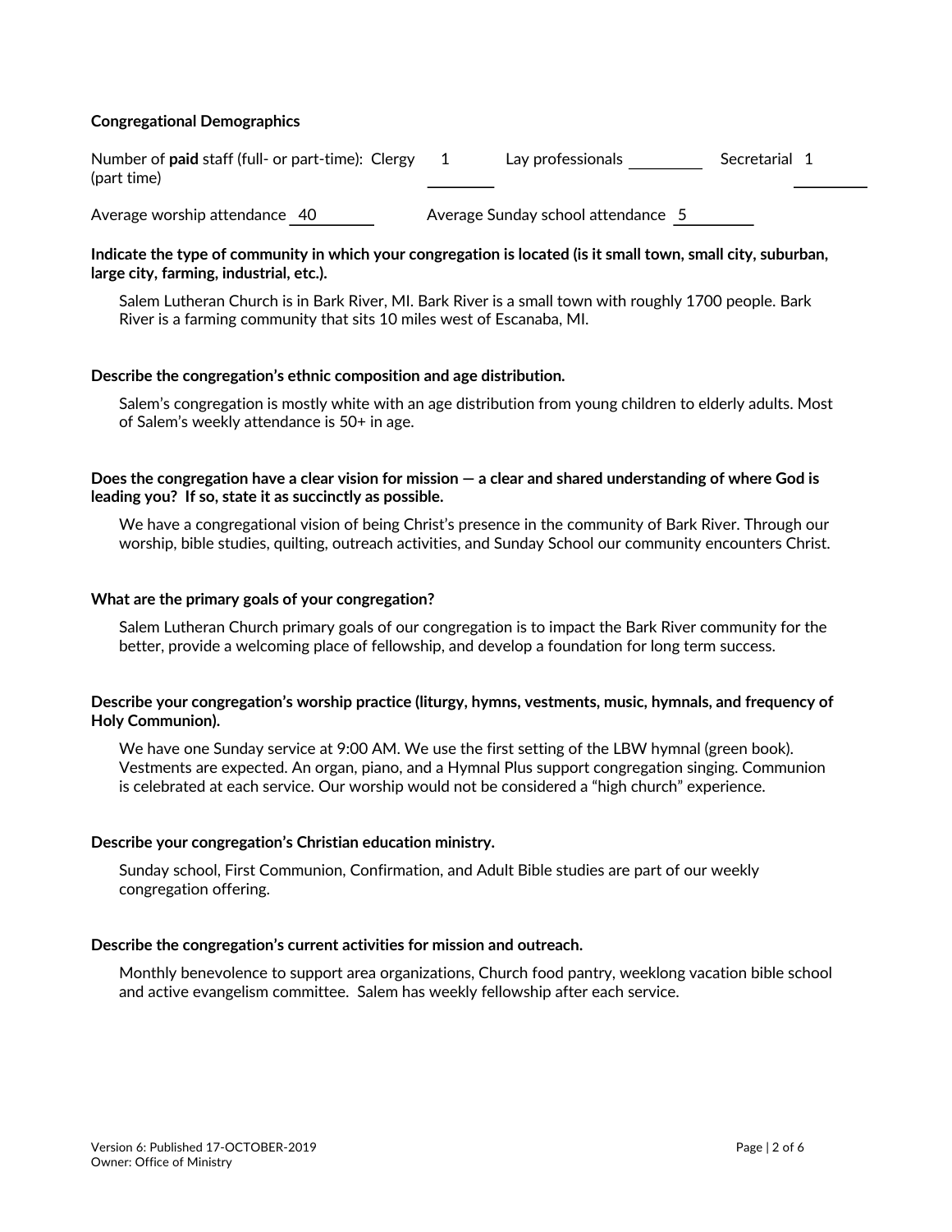**Congregational Demographics**

Number of **paid** staff (full- or part-time): Clergy 1 (part time) Lay professionals \_\_\_\_\_\_\_\_ Secretarial 1

Average worship attendance 40 Average Sunday school attendance 5

**Indicate the type of community in which your congregation is located (is it small town, small city, suburban, large city, farming, industrial, etc.).**

Salem Lutheran Church is in Bark River, MI. Bark River is a small town with roughly 1700 people. Bark River is a farming community that sits 10 miles west of Escanaba, MI.

**Describe the congregation's ethnic composition and age distribution.**

Salem's congregation is mostly white with an age distribution from young children to elderly adults. Most of Salem's weekly attendance is 50+ in age.

**Does the congregation have a clear vision for mission — a clear and shared understanding of where God is leading you? If so, state it as succinctly as possible.**

We have a congregational vision of being Christ's presence in the community of Bark River. Through our worship, bible studies, quilting, outreach activities, and Sunday School our community encounters Christ.

**What are the primary goals of your congregation?**

Salem Lutheran Church primary goals of our congregation is to impact the Bark River community for the better, provide a welcoming place of fellowship, and develop a foundation for long term success.

**Describe your congregation's worship practice (liturgy, hymns, vestments, music, hymnals, and frequency of Holy Communion).**

We have one Sunday service at 9:00 AM. We use the first setting of the LBW hymnal (green book). Vestments are expected. An organ, piano, and a Hymnal Plus support congregation singing. Communion is celebrated at each service. Our worship would not be considered a "high church" experience.

**Describe your congregation's Christian education ministry.**

Sunday school, First Communion, Confirmation, and Adult Bible studies are part of our weekly congregation offering.

**Describe the congregation's current activities for mission and outreach.**

Monthly benevolence to support area organizations, Church food pantry, weeklong vacation bible school and active evangelism committee. Salem has weekly fellowship after each service.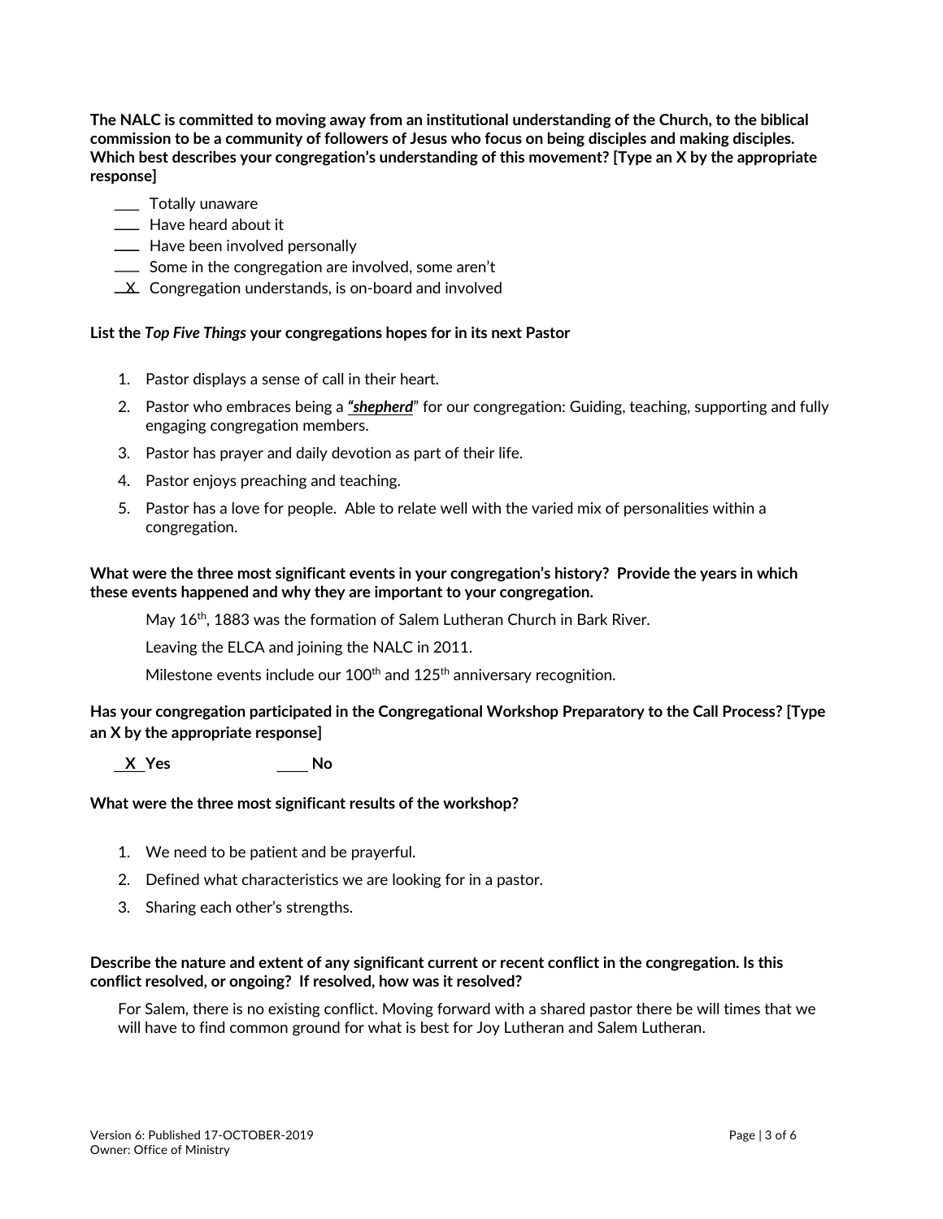**The NALC is committed to moving away from an institutional understanding of the Church, to the biblical commission to be a community of followers of Jesus who focus on being disciples and making disciples. Which best describes your congregation's understanding of this movement? [Type an X by the appropriate response]**

- ___ Totally unaware
- ___ Have heard about it
- ___ Have been involved personally
- ___ Some in the congregation are involved, some aren't
- _X_ Congregation understands, is on-board and involved

**List the *Top Five Things* your congregations hopes for in its next Pastor**

1. Pastor displays a sense of call in their heart.
2. Pastor who embraces being a ***"shepherd"*** for our congregation: Guiding, teaching, supporting and fully engaging congregation members.
3. Pastor has prayer and daily devotion as part of their life.
4. Pastor enjoys preaching and teaching.
5. Pastor has a love for people. Able to relate well with the varied mix of personalities within a congregation.

**What were the three most significant events in your congregation's history? Provide the years in which these events happened and why they are important to your congregation.**

May 16th, 1883 was the formation of Salem Lutheran Church in Bark River.

Leaving the ELCA and joining the NALC in 2011.

Milestone events include our 100th and 125th anniversary recognition.

**Has your congregation participated in the Congregational Workshop Preparatory to the Call Process? [Type an X by the appropriate response]**

**_X_ Yes** ____ **No**

**What were the three most significant results of the workshop?**

1. We need to be patient and be prayerful.
2. Defined what characteristics we are looking for in a pastor.
3. Sharing each other's strengths.

**Describe the nature and extent of any significant current or recent conflict in the congregation. Is this conflict resolved, or ongoing? If resolved, how was it resolved?**

For Salem, there is no existing conflict. Moving forward with a shared pastor there be will times that we will have to find common ground for what is best for Joy Lutheran and Salem Lutheran.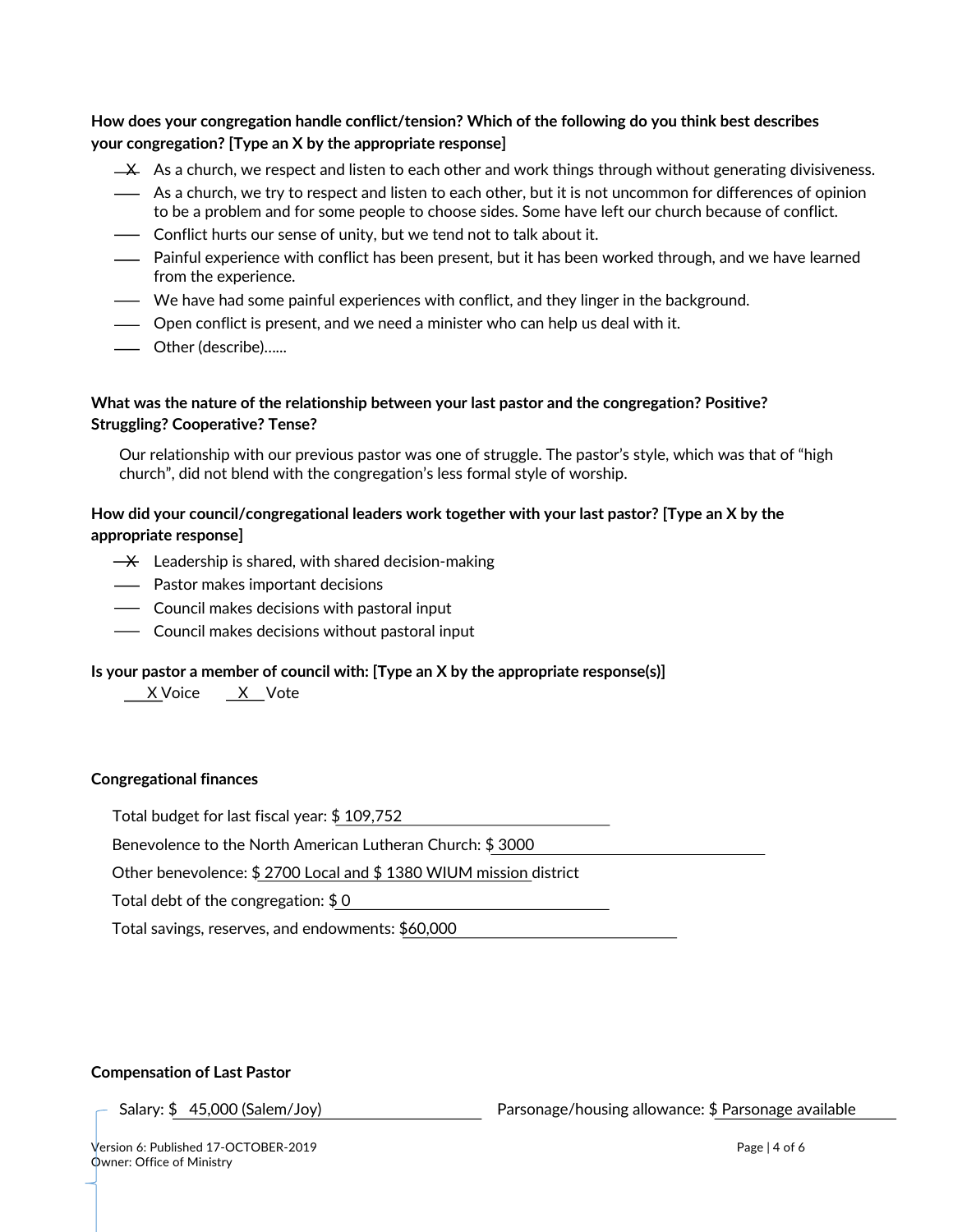**How does your congregation handle conflict/tension? Which of the following do you think best describes your congregation? [Type an X by the appropriate response]**

- X  As a church, we respect and listen to each other and work things through without generating divisiveness.
- \_\_  As a church, we try to respect and listen to each other, but it is not uncommon for differences of opinion to be a problem and for some people to choose sides. Some have left our church because of conflict.
- \_\_  Conflict hurts our sense of unity, but we tend not to talk about it.
- \_\_  Painful experience with conflict has been present, but it has been worked through, and we have learned from the experience.
- \_\_  We have had some painful experiences with conflict, and they linger in the background.
- \_\_  Open conflict is present, and we need a minister who can help us deal with it.
- \_\_  Other (describe)......

**What was the nature of the relationship between your last pastor and the congregation? Positive? Struggling? Cooperative? Tense?**

Our relationship with our previous pastor was one of struggle. The pastor's style, which was that of "high church", did not blend with the congregation's less formal style of worship.

**How did your council/congregational leaders work together with your last pastor? [Type an X by the appropriate response]**

- X  Leadership is shared, with shared decision-making
- \_\_  Pastor makes important decisions
- \_\_  Council makes decisions with pastoral input
- \_\_  Council makes decisions without pastoral input

**Is your pastor a member of council with: [Type an X by the appropriate response(s)]**

X Voice   X Vote

**Congregational finances**

Total budget for last fiscal year: $ 109,752

Benevolence to the North American Lutheran Church: $ 3000

Other benevolence: $ 2700 Local and $ 1380 WIUM mission district

Total debt of the congregation: $ 0

Total savings, reserves, and endowments: $60,000

**Compensation of Last Pastor**

Salary: $ 45,000 (Salem/Joy)   Parsonage/housing allowance: $ Parsonage available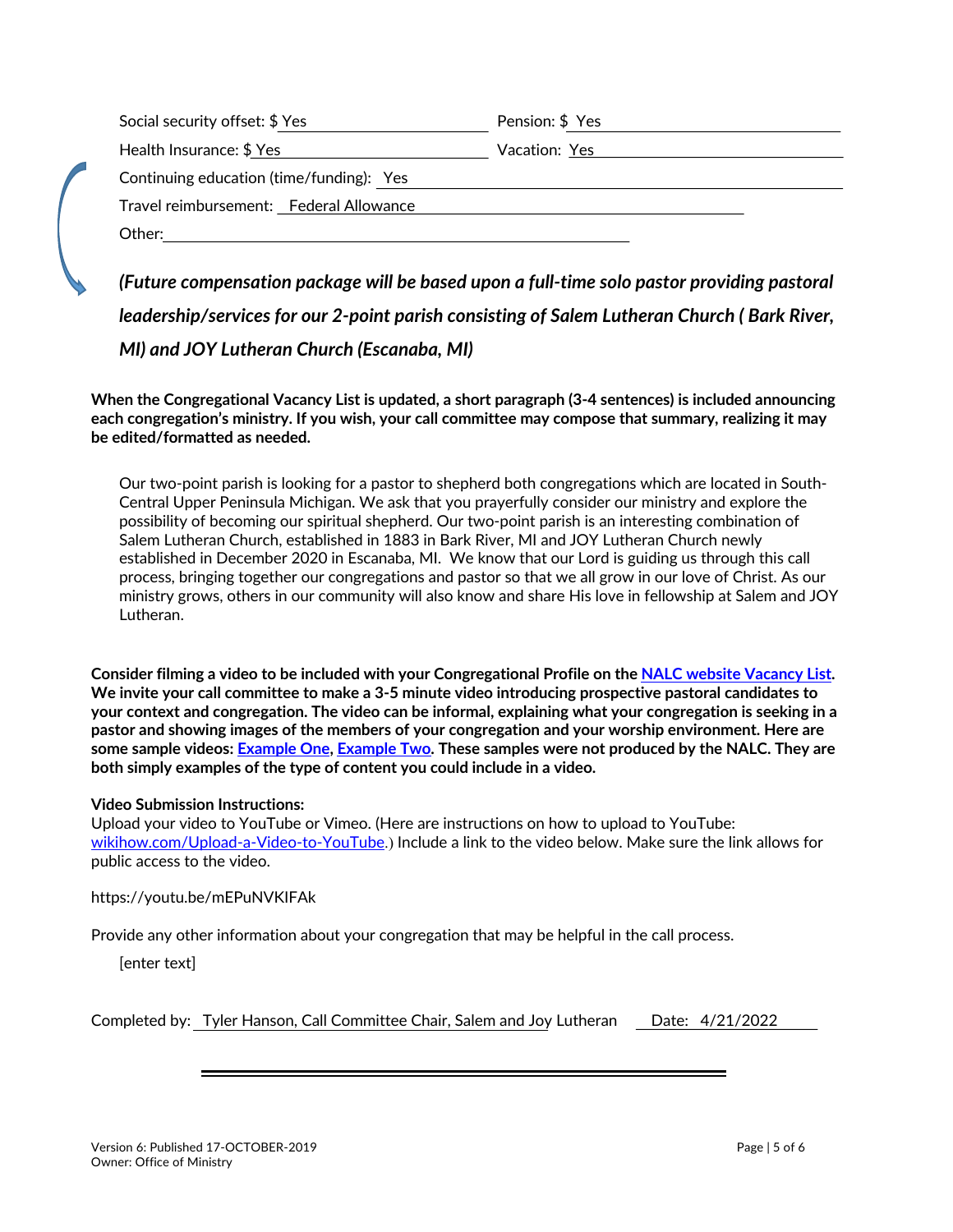Social security offset: $ Yes

Pension: $ Yes

Health Insurance: $ Yes

Vacation: Yes

Continuing education (time/funding): Yes

Travel reimbursement: Federal Allowance

Other:

***(Future compensation package will be based upon a full-time solo pastor providing pastoral leadership/services for our 2-point parish consisting of Salem Lutheran Church ( Bark River, MI) and JOY Lutheran Church (Escanaba, MI)***

**When the Congregational Vacancy List is updated, a short paragraph (3-4 sentences) is included announcing each congregation's ministry. If you wish, your call committee may compose that summary, realizing it may be edited/formatted as needed.**

Our two-point parish is looking for a pastor to shepherd both congregations which are located in South-Central Upper Peninsula Michigan. We ask that you prayerfully consider our ministry and explore the possibility of becoming our spiritual shepherd. Our two-point parish is an interesting combination of Salem Lutheran Church, established in 1883 in Bark River, MI and JOY Lutheran Church newly established in December 2020 in Escanaba, MI. We know that our Lord is guiding us through this call process, bringing together our congregations and pastor so that we all grow in our love of Christ. As our ministry grows, others in our community will also know and share His love in fellowship at Salem and JOY Lutheran.

**Consider filming a video to be included with your Congregational Profile on the NALC website Vacancy List. We invite your call committee to make a 3-5 minute video introducing prospective pastoral candidates to your context and congregation. The video can be informal, explaining what your congregation is seeking in a pastor and showing images of the members of your congregation and your worship environment. Here are some sample videos: Example One, Example Two. These samples were not produced by the NALC. They are both simply examples of the type of content you could include in a video.**

**Video Submission Instructions:**

Upload your video to YouTube or Vimeo. (Here are instructions on how to upload to YouTube: wikihow.com/Upload-a-Video-to-YouTube.) Include a link to the video below. Make sure the link allows for public access to the video.

https://youtu.be/mEPuNVKIFAk

Provide any other information about your congregation that may be helpful in the call process.

[enter text]

Completed by: Tyler Hanson, Call Committee Chair, Salem and Joy Lutheran    Date: 4/21/2022

Version 6: Published 17-OCTOBER-2019
Owner: Office of Ministry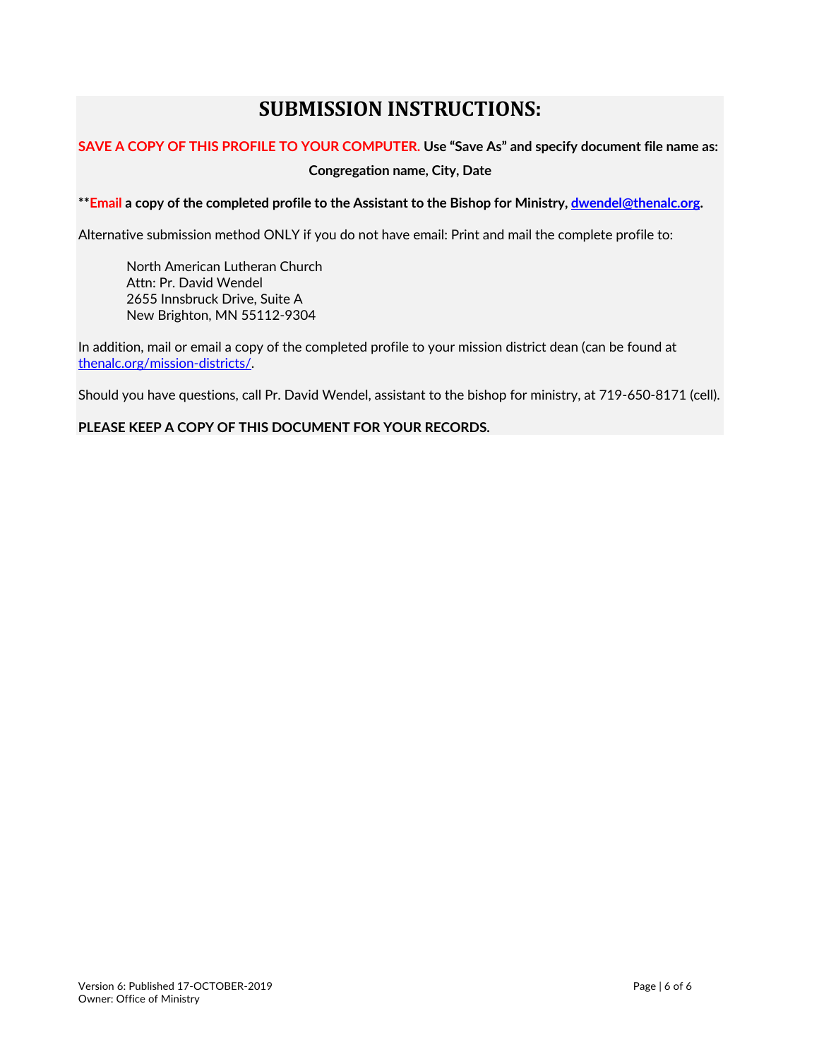# SUBMISSION INSTRUCTIONS:

**SAVE A COPY OF THIS PROFILE TO YOUR COMPUTER. Use "Save As" and specify document file name as:**

**Congregation name, City, Date**

****Email a copy of the completed profile to the Assistant to the Bishop for Ministry, dwendel@thenalc.org.**

Alternative submission method ONLY if you do not have email: Print and mail the complete profile to:

North American Lutheran Church
Attn: Pr. David Wendel
2655 Innsbruck Drive, Suite A
New Brighton, MN 55112-9304

In addition, mail or email a copy of the completed profile to your mission district dean (can be found at thenalc.org/mission-districts/.

Should you have questions, call Pr. David Wendel, assistant to the bishop for ministry, at 719-650-8171 (cell).

**PLEASE KEEP A COPY OF THIS DOCUMENT FOR YOUR RECORDS.**

Version 6: Published 17-OCTOBER-2019
Owner: Office of Ministry